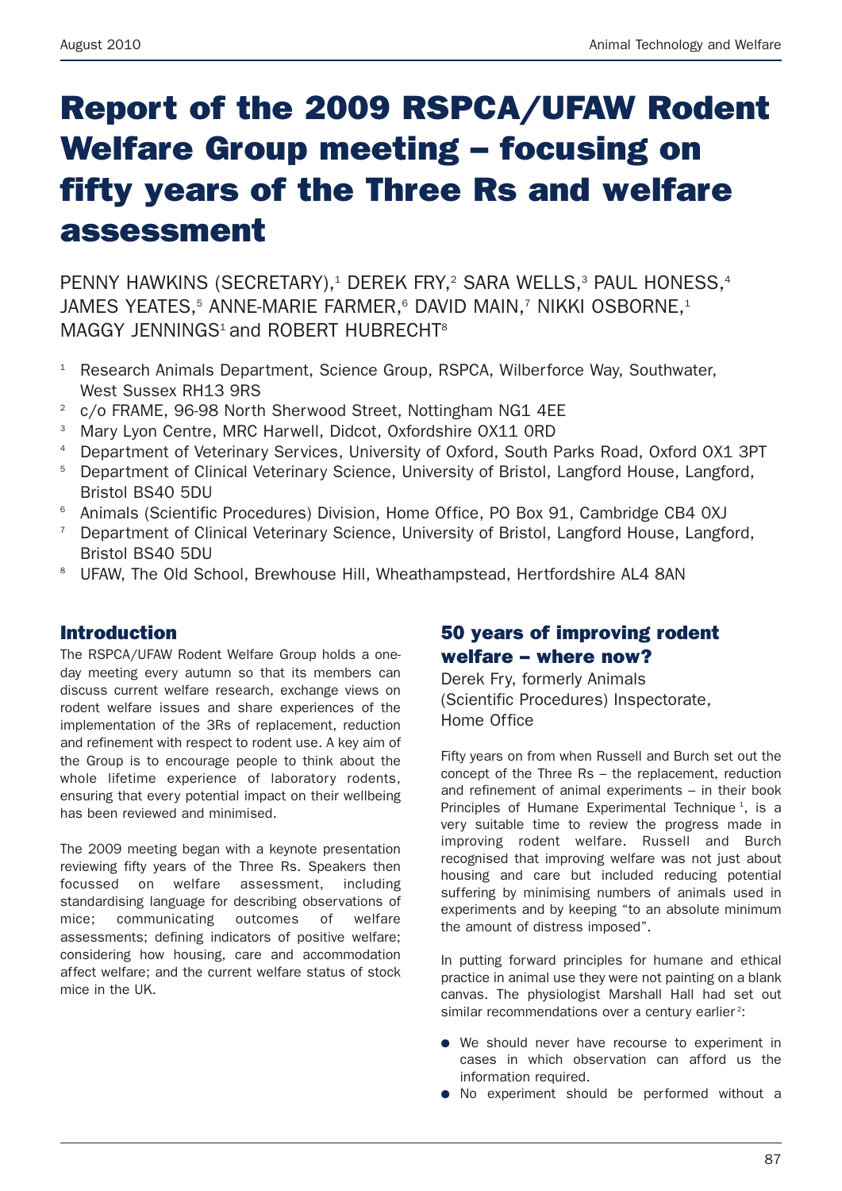# Report of the 2009 RSPCA/UFAW Rodent Welfare Group meeting – focusing on fifty years of the Three Rs and welfare assessment

PENNY HAWKINS (SECRETARY),[1] DEREK FRY,[2] SARA WELLS,[3] PAUL HONESS,[4] JAMES YEATES,[5] ANNE-MARIE FARMER,[6] DAVID MAIN,[7] NIKKI OSBORNE,[1] MAGGY JENNINGS[1] and ROBERT HUBRECHT[8]

[1] Research Animals Department, Science Group, RSPCA, Wilberforce Way, Southwater, West Sussex RH13 9RS
[2] c/o FRAME, 96-98 North Sherwood Street, Nottingham NG1 4EE
[3] Mary Lyon Centre, MRC Harwell, Didcot, Oxfordshire OX11 0RD
[4] Department of Veterinary Services, University of Oxford, South Parks Road, Oxford OX1 3PT
[5] Department of Clinical Veterinary Science, University of Bristol, Langford House, Langford, Bristol BS40 5DU
[6] Animals (Scientific Procedures) Division, Home Office, PO Box 91, Cambridge CB4 0XJ
[7] Department of Clinical Veterinary Science, University of Bristol, Langford House, Langford, Bristol BS40 5DU
[8] UFAW, The Old School, Brewhouse Hill, Wheathampstead, Hertfordshire AL4 8AN

## Introduction

The RSPCA/UFAW Rodent Welfare Group holds a one-day meeting every autumn so that its members can discuss current welfare research, exchange views on rodent welfare issues and share experiences of the implementation of the 3Rs of replacement, reduction and refinement with respect to rodent use. A key aim of the Group is to encourage people to think about the whole lifetime experience of laboratory rodents, ensuring that every potential impact on their wellbeing has been reviewed and minimised.

The 2009 meeting began with a keynote presentation reviewing fifty years of the Three Rs. Speakers then focussed on welfare assessment, including standardising language for describing observations of mice; communicating outcomes of welfare assessments; defining indicators of positive welfare; considering how housing, care and accommodation affect welfare; and the current welfare status of stock mice in the UK.

## 50 years of improving rodent welfare – where now?

Derek Fry, formerly Animals (Scientific Procedures) Inspectorate, Home Office

Fifty years on from when Russell and Burch set out the concept of the Three Rs – the replacement, reduction and refinement of animal experiments – in their book Principles of Humane Experimental Technique [1], is a very suitable time to review the progress made in improving rodent welfare. Russell and Burch recognised that improving welfare was not just about housing and care but included reducing potential suffering by minimising numbers of animals used in experiments and by keeping "to an absolute minimum the amount of distress imposed".

In putting forward principles for humane and ethical practice in animal use they were not painting on a blank canvas. The physiologist Marshall Hall had set out similar recommendations over a century earlier [2]:

- We should never have recourse to experiment in cases in which observation can afford us the information required.
- No experiment should be performed without a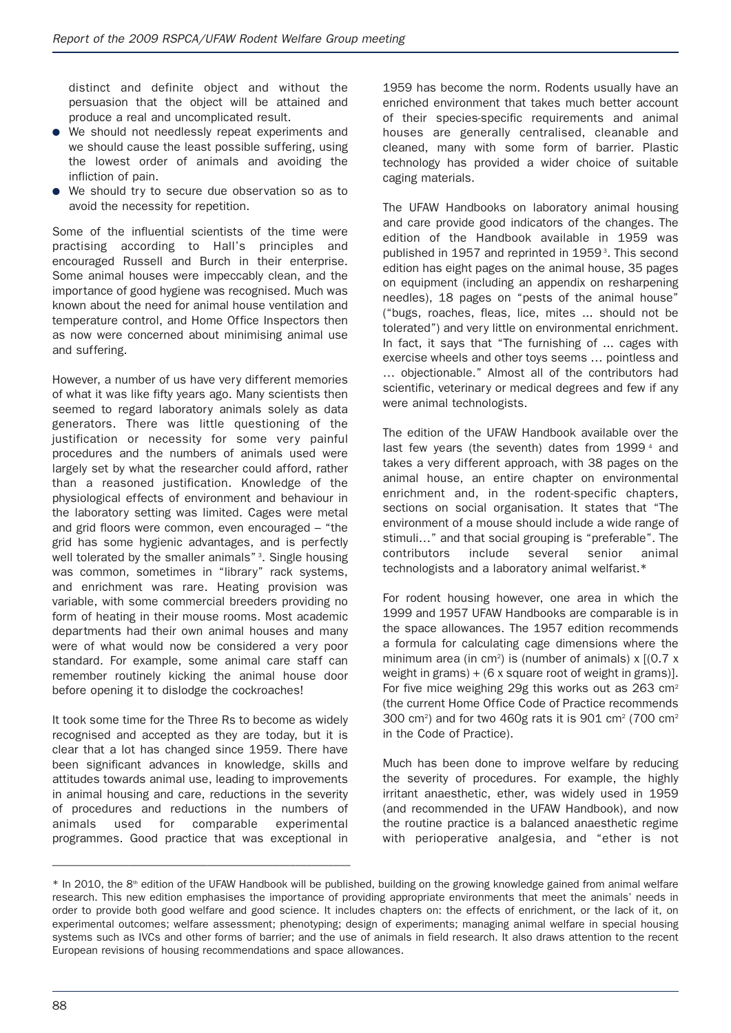distinct and definite object and without the persuasion that the object will be attained and produce a real and uncomplicated result.

- We should not needlessly repeat experiments and we should cause the least possible suffering, using the lowest order of animals and avoiding the infliction of pain.
- We should try to secure due observation so as to avoid the necessity for repetition.

Some of the influential scientists of the time were practising according to Hall's principles and encouraged Russell and Burch in their enterprise. Some animal houses were impeccably clean, and the importance of good hygiene was recognised. Much was known about the need for animal house ventilation and temperature control, and Home Office Inspectors then as now were concerned about minimising animal use and suffering.

However, a number of us have very different memories of what it was like fifty years ago. Many scientists then seemed to regard laboratory animals solely as data generators. There was little questioning of the justification or necessity for some very painful procedures and the numbers of animals used were largely set by what the researcher could afford, rather than a reasoned justification. Knowledge of the physiological effects of environment and behaviour in the laboratory setting was limited. Cages were metal and grid floors were common, even encouraged – "the grid has some hygienic advantages, and is perfectly well tolerated by the smaller animals"[3]. Single housing was common, sometimes in "library" rack systems, and enrichment was rare. Heating provision was variable, with some commercial breeders providing no form of heating in their mouse rooms. Most academic departments had their own animal houses and many were of what would now be considered a very poor standard. For example, some animal care staff can remember routinely kicking the animal house door before opening it to dislodge the cockroaches!

It took some time for the Three Rs to become as widely recognised and accepted as they are today, but it is clear that a lot has changed since 1959. There have been significant advances in knowledge, skills and attitudes towards animal use, leading to improvements in animal housing and care, reductions in the severity of procedures and reductions in the numbers of animals used for comparable experimental programmes. Good practice that was exceptional in 1959 has become the norm. Rodents usually have an enriched environment that takes much better account of their species-specific requirements and animal houses are generally centralised, cleanable and cleaned, many with some form of barrier. Plastic technology has provided a wider choice of suitable caging materials.

The UFAW Handbooks on laboratory animal housing and care provide good indicators of the changes. The edition of the Handbook available in 1959 was published in 1957 and reprinted in 1959[3]. This second edition has eight pages on the animal house, 35 pages on equipment (including an appendix on resharpening needles), 18 pages on "pests of the animal house" ("bugs, roaches, fleas, lice, mites ... should not be tolerated") and very little on environmental enrichment. In fact, it says that "The furnishing of ... cages with exercise wheels and other toys seems ... pointless and ... objectionable." Almost all of the contributors had scientific, veterinary or medical degrees and few if any were animal technologists.

The edition of the UFAW Handbook available over the last few years (the seventh) dates from 1999[4] and takes a very different approach, with 38 pages on the animal house, an entire chapter on environmental enrichment and, in the rodent-specific chapters, sections on social organisation. It states that "The environment of a mouse should include a wide range of stimuli..." and that social grouping is "preferable". The contributors include several senior animal technologists and a laboratory animal welfarist.*

For rodent housing however, one area in which the 1999 and 1957 UFAW Handbooks are comparable is in the space allowances. The 1957 edition recommends a formula for calculating cage dimensions where the minimum area (in $cm^2$) is (number of animals) x [(0.7 x weight in grams) + (6 x square root of weight in grams)]. For five mice weighing 29g this works out as 263 $cm^2$ (the current Home Office Code of Practice recommends 300 $cm^2$) and for two 460g rats it is 901 $cm^2$ (700 $cm^2$ in the Code of Practice).

Much has been done to improve welfare by reducing the severity of procedures. For example, the highly irritant anaesthetic, ether, was widely used in 1959 (and recommended in the UFAW Handbook), and now the routine practice is a balanced anaesthetic regime with perioperative analgesia, and "ether is not

---

\* In 2010, the 8th edition of the UFAW Handbook will be published, building on the growing knowledge gained from animal welfare research. This new edition emphasises the importance of providing appropriate environments that meet the animals' needs in order to provide both good welfare and good science. It includes chapters on: the effects of enrichment, or the lack of it, on experimental outcomes; welfare assessment; phenotyping; design of experiments; managing animal welfare in special housing systems such as IVCs and other forms of barrier; and the use of animals in field research. It also draws attention to the recent European revisions of housing recommendations and space allowances.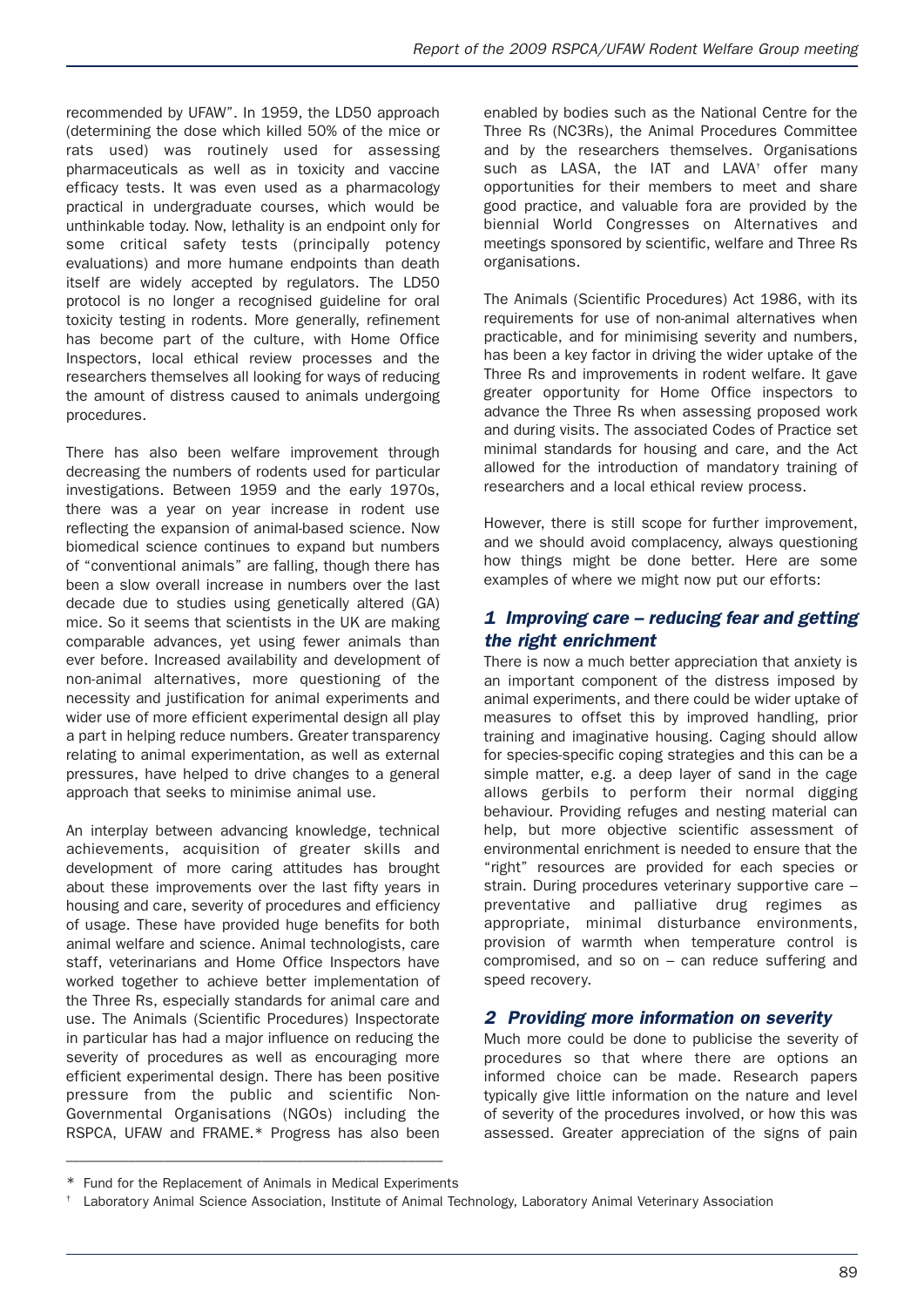recommended by UFAW". In 1959, the LD50 approach (determining the dose which killed 50% of the mice or rats used) was routinely used for assessing pharmaceuticals as well as in toxicity and vaccine efficacy tests. It was even used as a pharmacology practical in undergraduate courses, which would be unthinkable today. Now, lethality is an endpoint only for some critical safety tests (principally potency evaluations) and more humane endpoints than death itself are widely accepted by regulators. The LD50 protocol is no longer a recognised guideline for oral toxicity testing in rodents. More generally, refinement has become part of the culture, with Home Office Inspectors, local ethical review processes and the researchers themselves all looking for ways of reducing the amount of distress caused to animals undergoing procedures.

There has also been welfare improvement through decreasing the numbers of rodents used for particular investigations. Between 1959 and the early 1970s, there was a year on year increase in rodent use reflecting the expansion of animal-based science. Now biomedical science continues to expand but numbers of "conventional animals" are falling, though there has been a slow overall increase in numbers over the last decade due to studies using genetically altered (GA) mice. So it seems that scientists in the UK are making comparable advances, yet using fewer animals than ever before. Increased availability and development of non-animal alternatives, more questioning of the necessity and justification for animal experiments and wider use of more efficient experimental design all play a part in helping reduce numbers. Greater transparency relating to animal experimentation, as well as external pressures, have helped to drive changes to a general approach that seeks to minimise animal use.

An interplay between advancing knowledge, technical achievements, acquisition of greater skills and development of more caring attitudes has brought about these improvements over the last fifty years in housing and care, severity of procedures and efficiency of usage. These have provided huge benefits for both animal welfare and science. Animal technologists, care staff, veterinarians and Home Office Inspectors have worked together to achieve better implementation of the Three Rs, especially standards for animal care and use. The Animals (Scientific Procedures) Inspectorate in particular has had a major influence on reducing the severity of procedures as well as encouraging more efficient experimental design. There has been positive pressure from the public and scientific Non-Governmental Organisations (NGOs) including the RSPCA, UFAW and FRAME.* Progress has also been enabled by bodies such as the National Centre for the Three Rs (NC3Rs), the Animal Procedures Committee and by the researchers themselves. Organisations such as LASA, the IAT and LAVA† offer many opportunities for their members to meet and share good practice, and valuable fora are provided by the biennial World Congresses on Alternatives and meetings sponsored by scientific, welfare and Three Rs organisations.

The Animals (Scientific Procedures) Act 1986, with its requirements for use of non-animal alternatives when practicable, and for minimising severity and numbers, has been a key factor in driving the wider uptake of the Three Rs and improvements in rodent welfare. It gave greater opportunity for Home Office inspectors to advance the Three Rs when assessing proposed work and during visits. The associated Codes of Practice set minimal standards for housing and care, and the Act allowed for the introduction of mandatory training of researchers and a local ethical review process.

However, there is still scope for further improvement, and we should avoid complacency, always questioning how things might be done better. Here are some examples of where we might now put our efforts:

### *1 Improving care – reducing fear and getting the right enrichment*

There is now a much better appreciation that anxiety is an important component of the distress imposed by animal experiments, and there could be wider uptake of measures to offset this by improved handling, prior training and imaginative housing. Caging should allow for species-specific coping strategies and this can be a simple matter, e.g. a deep layer of sand in the cage allows gerbils to perform their normal digging behaviour. Providing refuges and nesting material can help, but more objective scientific assessment of environmental enrichment is needed to ensure that the "right" resources are provided for each species or strain. During procedures veterinary supportive care – preventative and palliative drug regimes as appropriate, minimal disturbance environments, provision of warmth when temperature control is compromised, and so on – can reduce suffering and speed recovery.

### *2 Providing more information on severity*

Much more could be done to publicise the severity of procedures so that where there are options an informed choice can be made. Research papers typically give little information on the nature and level of severity of the procedures involved, or how this was assessed. Greater appreciation of the signs of pain

---

\* Fund for the Replacement of Animals in Medical Experiments

† Laboratory Animal Science Association, Institute of Animal Technology, Laboratory Animal Veterinary Association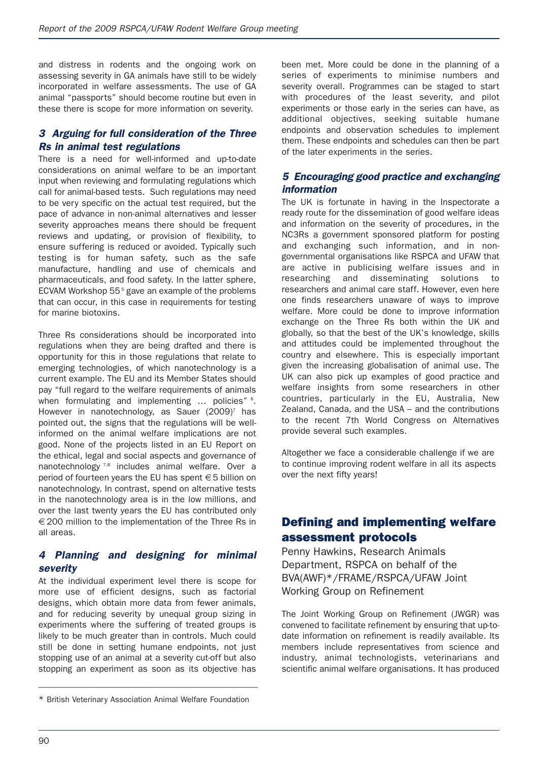and distress in rodents and the ongoing work on assessing severity in GA animals have still to be widely incorporated in welfare assessments. The use of GA animal "passports" should become routine but even in these there is scope for more information on severity.

### *3 Arguing for full consideration of the Three Rs in animal test regulations*

There is a need for well-informed and up-to-date considerations on animal welfare to be an important input when reviewing and formulating regulations which call for animal-based tests. Such regulations may need to be very specific on the actual test required, but the pace of advance in non-animal alternatives and lesser severity approaches means there should be frequent reviews and updating, or provision of flexibility, to ensure suffering is reduced or avoided. Typically such testing is for human safety, such as the safe manufacture, handling and use of chemicals and pharmaceuticals, and food safety. In the latter sphere, ECVAM Workshop 55 [5] gave an example of the problems that can occur, in this case in requirements for testing for marine biotoxins.

Three Rs considerations should be incorporated into regulations when they are being drafted and there is opportunity for this in those regulations that relate to emerging technologies, of which nanotechnology is a current example. The EU and its Member States should pay "full regard to the welfare requirements of animals when formulating and implementing … policies" [6]. However in nanotechnology, as Sauer (2009)[7] has pointed out, the signs that the regulations will be well-informed on the animal welfare implications are not good. None of the projects listed in an EU Report on the ethical, legal and social aspects and governance of nanotechnology [7,8] includes animal welfare. Over a period of fourteen years the EU has spent €5 billion on nanotechnology. In contrast, spend on alternative tests in the nanotechnology area is in the low millions, and over the last twenty years the EU has contributed only €200 million to the implementation of the Three Rs in all areas.

### *4 Planning and designing for minimal severity*

At the individual experiment level there is scope for more use of efficient designs, such as factorial designs, which obtain more data from fewer animals, and for reducing severity by unequal group sizing in experiments where the suffering of treated groups is likely to be much greater than in controls. Much could still be done in setting humane endpoints, not just stopping use of an animal at a severity cut-off but also stopping an experiment as soon as its objective has been met. More could be done in the planning of a series of experiments to minimise numbers and severity overall. Programmes can be staged to start with procedures of the least severity, and pilot experiments or those early in the series can have, as additional objectives, seeking suitable humane endpoints and observation schedules to implement them. These endpoints and schedules can then be part of the later experiments in the series.

### *5 Encouraging good practice and exchanging information*

The UK is fortunate in having in the Inspectorate a ready route for the dissemination of good welfare ideas and information on the severity of procedures, in the NC3Rs a government sponsored platform for posting and exchanging such information, and in non-governmental organisations like RSPCA and UFAW that are active in publicising welfare issues and in researching and disseminating solutions to researchers and animal care staff. However, even here one finds researchers unaware of ways to improve welfare. More could be done to improve information exchange on the Three Rs both within the UK and globally, so that the best of the UK's knowledge, skills and attitudes could be implemented throughout the country and elsewhere. This is especially important given the increasing globalisation of animal use. The UK can also pick up examples of good practice and welfare insights from some researchers in other countries, particularly in the EU, Australia, New Zealand, Canada, and the USA – and the contributions to the recent 7th World Congress on Alternatives provide several such examples.

Altogether we face a considerable challenge if we are to continue improving rodent welfare in all its aspects over the next fifty years!

## Defining and implementing welfare assessment protocols

Penny Hawkins, Research Animals Department, RSPCA on behalf of the BVA(AWF)*/FRAME/RSPCA/UFAW Joint Working Group on Refinement

The Joint Working Group on Refinement (JWGR) was convened to facilitate refinement by ensuring that up-to-date information on refinement is readily available. Its members include representatives from science and industry, animal technologists, veterinarians and scientific animal welfare organisations. It has produced

* British Veterinary Association Animal Welfare Foundation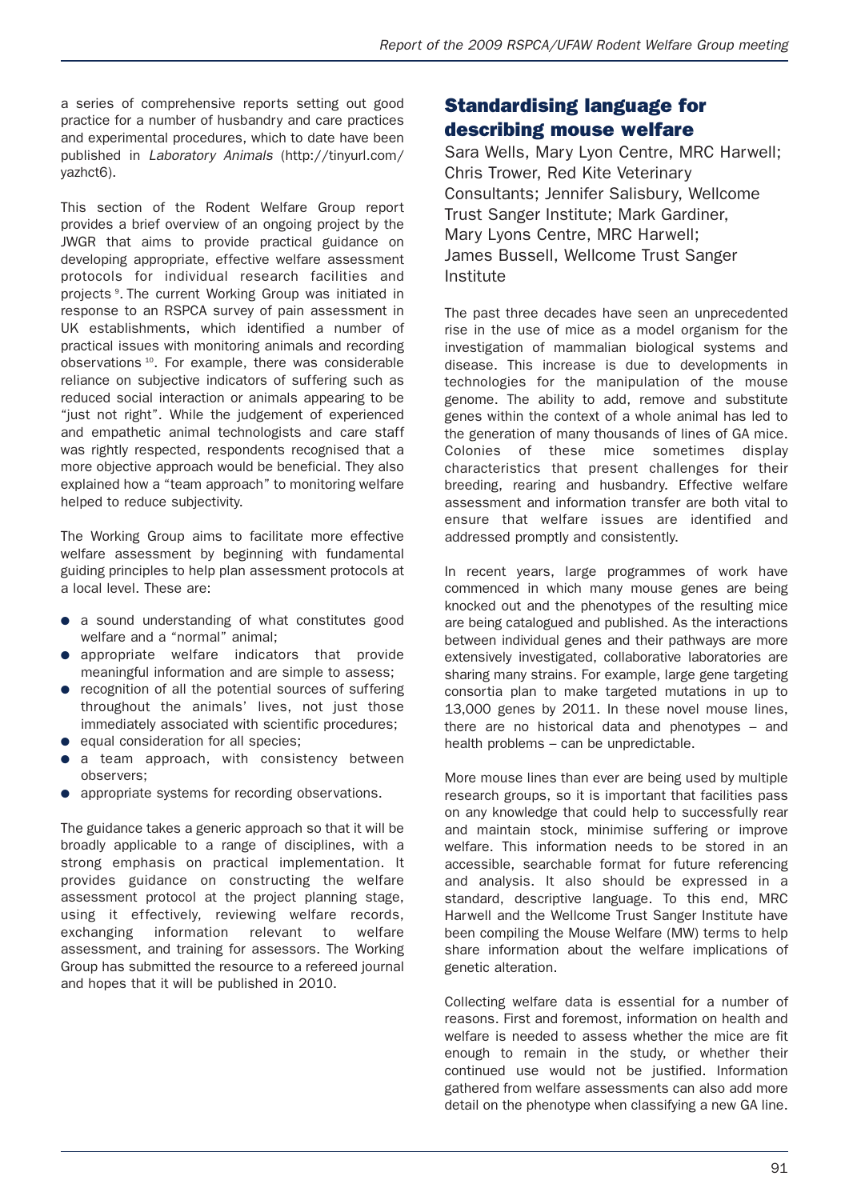a series of comprehensive reports setting out good practice for a number of husbandry and care practices and experimental procedures, which to date have been published in *Laboratory Animals* (http://tinyurl.com/yazhct6).

This section of the Rodent Welfare Group report provides a brief overview of an ongoing project by the JWGR that aims to provide practical guidance on developing appropriate, effective welfare assessment protocols for individual research facilities and projects [9]. The current Working Group was initiated in response to an RSPCA survey of pain assessment in UK establishments, which identified a number of practical issues with monitoring animals and recording observations [10]. For example, there was considerable reliance on subjective indicators of suffering such as reduced social interaction or animals appearing to be "just not right". While the judgement of experienced and empathetic animal technologists and care staff was rightly respected, respondents recognised that a more objective approach would be beneficial. They also explained how a "team approach" to monitoring welfare helped to reduce subjectivity.

The Working Group aims to facilitate more effective welfare assessment by beginning with fundamental guiding principles to help plan assessment protocols at a local level. These are:

- a sound understanding of what constitutes good welfare and a "normal" animal;
- appropriate welfare indicators that provide meaningful information and are simple to assess;
- recognition of all the potential sources of suffering throughout the animals' lives, not just those immediately associated with scientific procedures;
- equal consideration for all species;
- a team approach, with consistency between observers;
- appropriate systems for recording observations.

The guidance takes a generic approach so that it will be broadly applicable to a range of disciplines, with a strong emphasis on practical implementation. It provides guidance on constructing the welfare assessment protocol at the project planning stage, using it effectively, reviewing welfare records, exchanging information relevant to welfare assessment, and training for assessors. The Working Group has submitted the resource to a refereed journal and hopes that it will be published in 2010.

## Standardising language for describing mouse welfare

Sara Wells, Mary Lyon Centre, MRC Harwell; Chris Trower, Red Kite Veterinary Consultants; Jennifer Salisbury, Wellcome Trust Sanger Institute; Mark Gardiner, Mary Lyons Centre, MRC Harwell; James Bussell, Wellcome Trust Sanger Institute

The past three decades have seen an unprecedented rise in the use of mice as a model organism for the investigation of mammalian biological systems and disease. This increase is due to developments in technologies for the manipulation of the mouse genome. The ability to add, remove and substitute genes within the context of a whole animal has led to the generation of many thousands of lines of GA mice. Colonies of these mice sometimes display characteristics that present challenges for their breeding, rearing and husbandry. Effective welfare assessment and information transfer are both vital to ensure that welfare issues are identified and addressed promptly and consistently.

In recent years, large programmes of work have commenced in which many mouse genes are being knocked out and the phenotypes of the resulting mice are being catalogued and published. As the interactions between individual genes and their pathways are more extensively investigated, collaborative laboratories are sharing many strains. For example, large gene targeting consortia plan to make targeted mutations in up to 13,000 genes by 2011. In these novel mouse lines, there are no historical data and phenotypes – and health problems – can be unpredictable.

More mouse lines than ever are being used by multiple research groups, so it is important that facilities pass on any knowledge that could help to successfully rear and maintain stock, minimise suffering or improve welfare. This information needs to be stored in an accessible, searchable format for future referencing and analysis. It also should be expressed in a standard, descriptive language. To this end, MRC Harwell and the Wellcome Trust Sanger Institute have been compiling the Mouse Welfare (MW) terms to help share information about the welfare implications of genetic alteration.

Collecting welfare data is essential for a number of reasons. First and foremost, information on health and welfare is needed to assess whether the mice are fit enough to remain in the study, or whether their continued use would not be justified. Information gathered from welfare assessments can also add more detail on the phenotype when classifying a new GA line.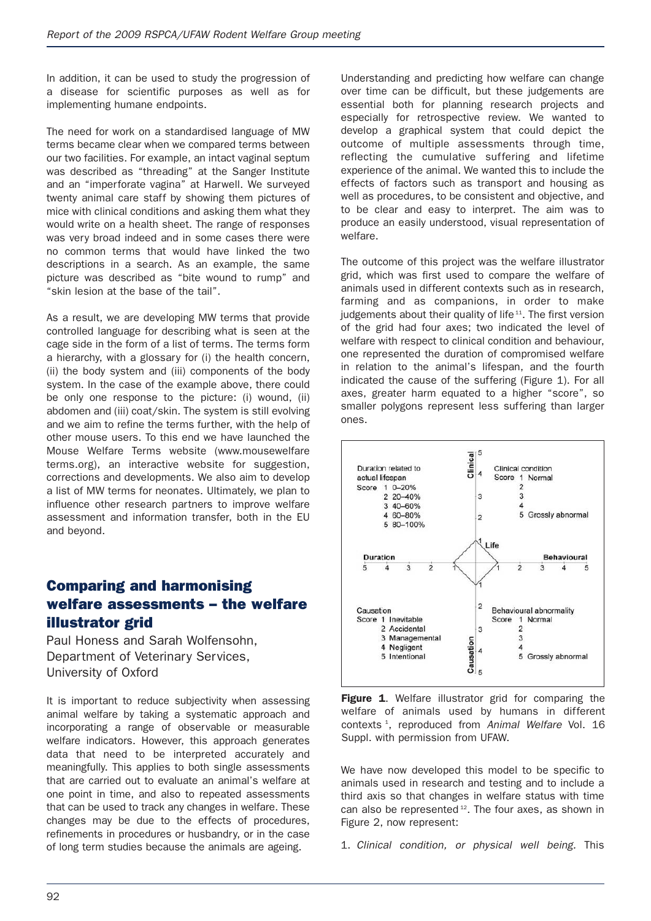In addition, it can be used to study the progression of a disease for scientific purposes as well as for implementing humane endpoints.

The need for work on a standardised language of MW terms became clear when we compared terms between our two facilities. For example, an intact vaginal septum was described as "threading" at the Sanger Institute and an "imperforate vagina" at Harwell. We surveyed twenty animal care staff by showing them pictures of mice with clinical conditions and asking them what they would write on a health sheet. The range of responses was very broad indeed and in some cases there were no common terms that would have linked the two descriptions in a search. As an example, the same picture was described as "bite wound to rump" and "skin lesion at the base of the tail".

As a result, we are developing MW terms that provide controlled language for describing what is seen at the cage side in the form of a list of terms. The terms form a hierarchy, with a glossary for (i) the health concern, (ii) the body system and (iii) components of the body system. In the case of the example above, there could be only one response to the picture: (i) wound, (ii) abdomen and (iii) coat/skin. The system is still evolving and we aim to refine the terms further, with the help of other mouse users. To this end we have launched the Mouse Welfare Terms website (www.mousewelfareterms.org), an interactive website for suggestion, corrections and developments. We also aim to develop a list of MW terms for neonates. Ultimately, we plan to influence other research partners to improve welfare assessment and information transfer, both in the EU and beyond.

## Comparing and harmonising welfare assessments – the welfare illustrator grid

Paul Honess and Sarah Wolfensohn,
Department of Veterinary Services,
University of Oxford

It is important to reduce subjectivity when assessing animal welfare by taking a systematic approach and incorporating a range of observable or measurable welfare indicators. However, this approach generates data that need to be interpreted accurately and meaningfully. This applies to both single assessments that are carried out to evaluate an animal's welfare at one point in time, and also to repeated assessments that can be used to track any changes in welfare. These changes may be due to the effects of procedures, refinements in procedures or husbandry, or in the case of long term studies because the animals are ageing.

Understanding and predicting how welfare can change over time can be difficult, but these judgements are essential both for planning research projects and especially for retrospective review. We wanted to develop a graphical system that could depict the outcome of multiple assessments through time, reflecting the cumulative suffering and lifetime experience of the animal. We wanted this to include the effects of factors such as transport and housing as well as procedures, to be consistent and objective, and to be clear and easy to interpret. The aim was to produce an easily understood, visual representation of welfare.

The outcome of this project was the welfare illustrator grid, which was first used to compare the welfare of animals used in different contexts such as in research, farming and as companions, in order to make judgements about their quality of life [11]. The first version of the grid had four axes; two indicated the level of welfare with respect to clinical condition and behaviour, one represented the duration of compromised welfare in relation to the animal's lifespan, and the fourth indicated the cause of the suffering (Figure 1). For all axes, greater harm equated to a higher "score", so smaller polygons represent less suffering than larger ones.

Duration related to actual lifespan
Score 1 0–20%
2 20–40%
3 40–60%
4 60–80%
5 80–100%

Clinical condition
Score 1 Normal
2
3
4
5 Grossly abnormal

Causation
Score 1 Inevitable
2 Accidental
3 Managemental
4 Negligent
5 Intentional

Behavioural abnormality
Score 1 Normal
2
3
4
5 Grossly abnormal

**Figure 1**. Welfare illustrator grid for comparing the welfare of animals used by humans in different contexts [1], reproduced from *Animal Welfare* Vol. 16 Suppl. with permission from UFAW.

We have now developed this model to be specific to animals used in research and testing and to include a third axis so that changes in welfare status with time can also be represented [12]. The four axes, as shown in Figure 2, now represent:

1. *Clinical condition, or physical well being.* This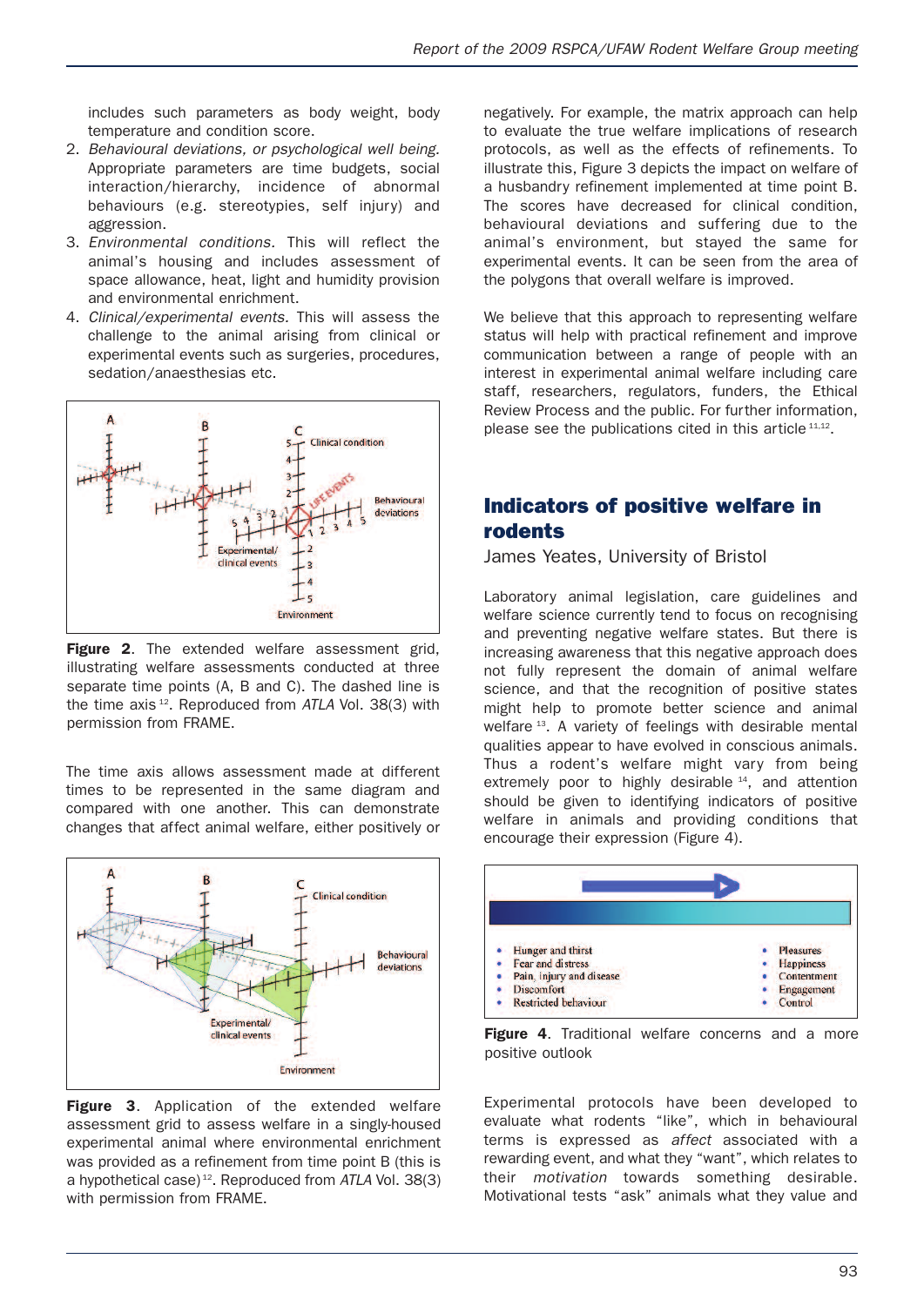includes such parameters as body weight, body temperature and condition score.

2. *Behavioural deviations, or psychological well being.* Appropriate parameters are time budgets, social interaction/hierarchy, incidence of abnormal behaviours (e.g. stereotypies, self injury) and aggression.
3. *Environmental conditions.* This will reflect the animal's housing and includes assessment of space allowance, heat, light and humidity provision and environmental enrichment.
4. *Clinical/experimental events.* This will assess the challenge to the animal arising from clinical or experimental events such as surgeries, procedures, sedation/anaesthesias etc.

**Figure 2**. The extended welfare assessment grid, illustrating welfare assessments conducted at three separate time points (A, B and C). The dashed line is the time axis [12]. Reproduced from *ATLA* Vol. 38(3) with permission from FRAME.

The time axis allows assessment made at different times to be represented in the same diagram and compared with one another. This can demonstrate changes that affect animal welfare, either positively or negatively. For example, the matrix approach can help to evaluate the true welfare implications of research protocols, as well as the effects of refinements. To illustrate this, Figure 3 depicts the impact on welfare of a husbandry refinement implemented at time point B. The scores have decreased for clinical condition, behavioural deviations and suffering due to the animal's environment, but stayed the same for experimental events. It can be seen from the area of the polygons that overall welfare is improved.

**Figure 3**. Application of the extended welfare assessment grid to assess welfare in a singly-housed experimental animal where environmental enrichment was provided as a refinement from time point B (this is a hypothetical case) [12]. Reproduced from *ATLA* Vol. 38(3) with permission from FRAME.

We believe that this approach to representing welfare status will help with practical refinement and improve communication between a range of people with an interest in experimental animal welfare including care staff, researchers, regulators, funders, the Ethical Review Process and the public. For further information, please see the publications cited in this article [11,12].

## Indicators of positive welfare in rodents

James Yeates, University of Bristol

Laboratory animal legislation, care guidelines and welfare science currently tend to focus on recognising and preventing negative welfare states. But there is increasing awareness that this negative approach does not fully represent the domain of animal welfare science, and that the recognition of positive states might help to promote better science and animal welfare [13]. A variety of feelings with desirable mental qualities appear to have evolved in conscious animals. Thus a rodent's welfare might vary from being extremely poor to highly desirable [14], and attention should be given to identifying indicators of positive welfare in animals and providing conditions that encourage their expression (Figure 4).

- Hunger and thirst
- Fear and distress
- Pain, injury and disease
- Discomfort
- Restricted behaviour

- Pleasures
- Happiness
- Contentment
- Engagement
- Control

**Figure 4**. Traditional welfare concerns and a more positive outlook

Experimental protocols have been developed to evaluate what rodents "like", which in behavioural terms is expressed as *affect* associated with a rewarding event, and what they "want", which relates to their *motivation* towards something desirable. Motivational tests "ask" animals what they value and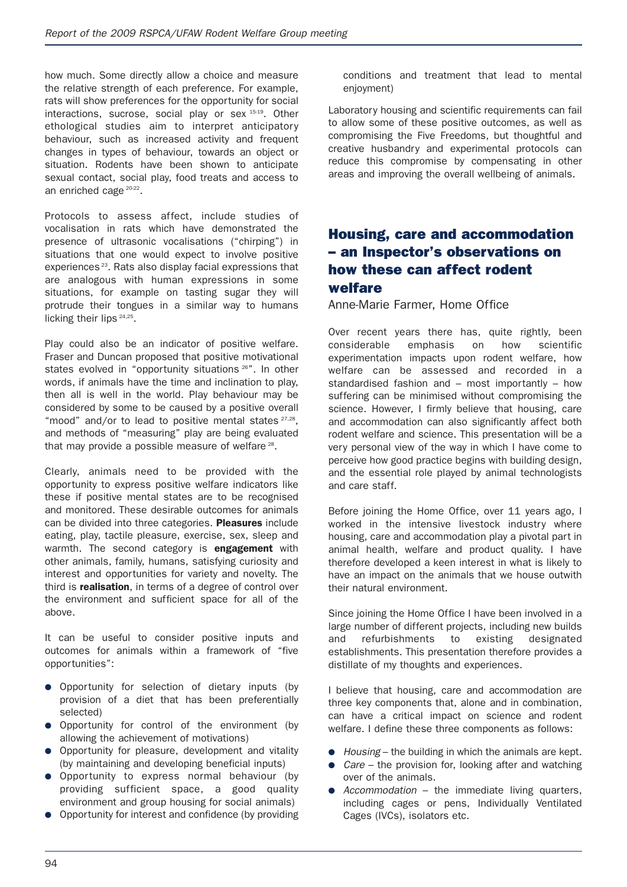how much. Some directly allow a choice and measure the relative strength of each preference. For example, rats will show preferences for the opportunity for social interactions, sucrose, social play or sex [15-19]. Other ethological studies aim to interpret anticipatory behaviour, such as increased activity and frequent changes in types of behaviour, towards an object or situation. Rodents have been shown to anticipate sexual contact, social play, food treats and access to an enriched cage [20-22].

Protocols to assess affect, include studies of vocalisation in rats which have demonstrated the presence of ultrasonic vocalisations ("chirping") in situations that one would expect to involve positive experiences [23]. Rats also display facial expressions that are analogous with human expressions in some situations, for example on tasting sugar they will protrude their tongues in a similar way to humans licking their lips [24,25].

Play could also be an indicator of positive welfare. Fraser and Duncan proposed that positive motivational states evolved in "opportunity situations [26]". In other words, if animals have the time and inclination to play, then all is well in the world. Play behaviour may be considered by some to be caused by a positive overall "mood" and/or to lead to positive mental states [27,28], and methods of "measuring" play are being evaluated that may provide a possible measure of welfare [28].

Clearly, animals need to be provided with the opportunity to express positive welfare indicators like these if positive mental states are to be recognised and monitored. These desirable outcomes for animals can be divided into three categories. **Pleasures** include eating, play, tactile pleasure, exercise, sex, sleep and warmth. The second category is **engagement** with other animals, family, humans, satisfying curiosity and interest and opportunities for variety and novelty. The third is **realisation**, in terms of a degree of control over the environment and sufficient space for all of the above.

It can be useful to consider positive inputs and outcomes for animals within a framework of "five opportunities":

- Opportunity for selection of dietary inputs (by provision of a diet that has been preferentially selected)
- Opportunity for control of the environment (by allowing the achievement of motivations)
- Opportunity for pleasure, development and vitality (by maintaining and developing beneficial inputs)
- Opportunity to express normal behaviour (by providing sufficient space, a good quality environment and group housing for social animals)
- Opportunity for interest and confidence (by providing conditions and treatment that lead to mental enjoyment)

Laboratory housing and scientific requirements can fail to allow some of these positive outcomes, as well as compromising the Five Freedoms, but thoughtful and creative husbandry and experimental protocols can reduce this compromise by compensating in other areas and improving the overall wellbeing of animals.

## Housing, care and accommodation – an Inspector's observations on how these can affect rodent welfare

Anne-Marie Farmer, Home Office

Over recent years there has, quite rightly, been considerable emphasis on how scientific experimentation impacts upon rodent welfare, how welfare can be assessed and recorded in a standardised fashion and – most importantly – how suffering can be minimised without compromising the science. However, I firmly believe that housing, care and accommodation can also significantly affect both rodent welfare and science. This presentation will be a very personal view of the way in which I have come to perceive how good practice begins with building design, and the essential role played by animal technologists and care staff.

Before joining the Home Office, over 11 years ago, I worked in the intensive livestock industry where housing, care and accommodation play a pivotal part in animal health, welfare and product quality. I have therefore developed a keen interest in what is likely to have an impact on the animals that we house outwith their natural environment.

Since joining the Home Office I have been involved in a large number of different projects, including new builds and refurbishments to existing designated establishments. This presentation therefore provides a distillate of my thoughts and experiences.

I believe that housing, care and accommodation are three key components that, alone and in combination, can have a critical impact on science and rodent welfare. I define these three components as follows:

- *Housing* – the building in which the animals are kept.
- *Care* – the provision for, looking after and watching over of the animals.
- *Accommodation* – the immediate living quarters, including cages or pens, Individually Ventilated Cages (IVCs), isolators etc.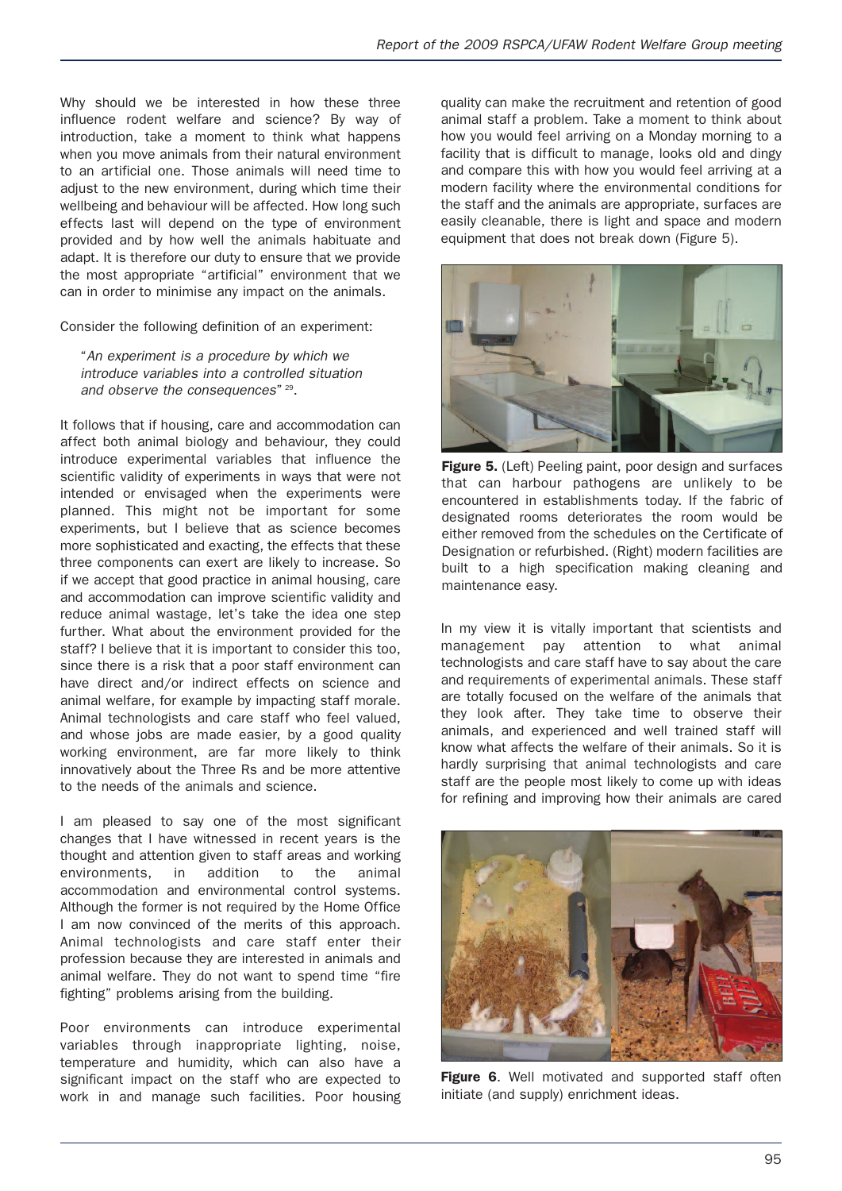Why should we be interested in how these three influence rodent welfare and science? By way of introduction, take a moment to think what happens when you move animals from their natural environment to an artificial one. Those animals will need time to adjust to the new environment, during which time their wellbeing and behaviour will be affected. How long such effects last will depend on the type of environment provided and by how well the animals habituate and adapt. It is therefore our duty to ensure that we provide the most appropriate "artificial" environment that we can in order to minimise any impact on the animals.

Consider the following definition of an experiment:

> "*An experiment is a procedure by which we introduce variables into a controlled situation and observe the consequences*" [29].

It follows that if housing, care and accommodation can affect both animal biology and behaviour, they could introduce experimental variables that influence the scientific validity of experiments in ways that were not intended or envisaged when the experiments were planned. This might not be important for some experiments, but I believe that as science becomes more sophisticated and exacting, the effects that these three components can exert are likely to increase. So if we accept that good practice in animal housing, care and accommodation can improve scientific validity and reduce animal wastage, let's take the idea one step further. What about the environment provided for the staff? I believe that it is important to consider this too, since there is a risk that a poor staff environment can have direct and/or indirect effects on science and animal welfare, for example by impacting staff morale. Animal technologists and care staff who feel valued, and whose jobs are made easier, by a good quality working environment, are far more likely to think innovatively about the Three Rs and be more attentive to the needs of the animals and science.

I am pleased to say one of the most significant changes that I have witnessed in recent years is the thought and attention given to staff areas and working environments, in addition to the animal accommodation and environmental control systems. Although the former is not required by the Home Office I am now convinced of the merits of this approach. Animal technologists and care staff enter their profession because they are interested in animals and animal welfare. They do not want to spend time "fire fighting" problems arising from the building.

Poor environments can introduce experimental variables through inappropriate lighting, noise, temperature and humidity, which can also have a significant impact on the staff who are expected to work in and manage such facilities. Poor housing quality can make the recruitment and retention of good animal staff a problem. Take a moment to think about how you would feel arriving on a Monday morning to a facility that is difficult to manage, looks old and dingy and compare this with how you would feel arriving at a modern facility where the environmental conditions for the staff and the animals are appropriate, surfaces are easily cleanable, there is light and space and modern equipment that does not break down (Figure 5).

**Figure 5.** (Left) Peeling paint, poor design and surfaces that can harbour pathogens are unlikely to be encountered in establishments today. If the fabric of designated rooms deteriorates the room would be either removed from the schedules on the Certificate of Designation or refurbished. (Right) modern facilities are built to a high specification making cleaning and maintenance easy.

In my view it is vitally important that scientists and management pay attention to what animal technologists and care staff have to say about the care and requirements of experimental animals. These staff are totally focused on the welfare of the animals that they look after. They take time to observe their animals, and experienced and well trained staff will know what affects the welfare of their animals. So it is hardly surprising that animal technologists and care staff are the people most likely to come up with ideas for refining and improving how their animals are cared

**Figure 6**. Well motivated and supported staff often initiate (and supply) enrichment ideas.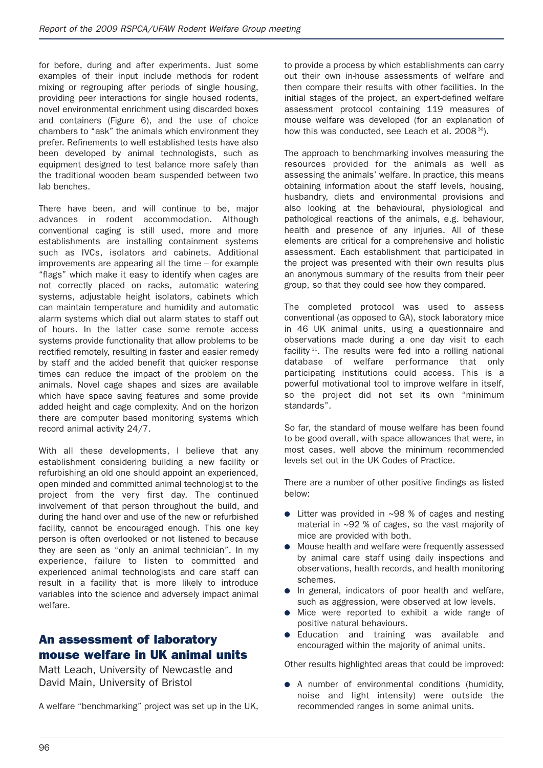for before, during and after experiments. Just some examples of their input include methods for rodent mixing or regrouping after periods of single housing, providing peer interactions for single housed rodents, novel environmental enrichment using discarded boxes and containers (Figure 6), and the use of choice chambers to "ask" the animals which environment they prefer. Refinements to well established tests have also been developed by animal technologists, such as equipment designed to test balance more safely than the traditional wooden beam suspended between two lab benches.

There have been, and will continue to be, major advances in rodent accommodation. Although conventional caging is still used, more and more establishments are installing containment systems such as IVCs, isolators and cabinets. Additional improvements are appearing all the time – for example "flags" which make it easy to identify when cages are not correctly placed on racks, automatic watering systems, adjustable height isolators, cabinets which can maintain temperature and humidity and automatic alarm systems which dial out alarm states to staff out of hours. In the latter case some remote access systems provide functionality that allow problems to be rectified remotely, resulting in faster and easier remedy by staff and the added benefit that quicker response times can reduce the impact of the problem on the animals. Novel cage shapes and sizes are available which have space saving features and some provide added height and cage complexity. And on the horizon there are computer based monitoring systems which record animal activity 24/7.

With all these developments, I believe that any establishment considering building a new facility or refurbishing an old one should appoint an experienced, open minded and committed animal technologist to the project from the very first day. The continued involvement of that person throughout the build, and during the hand over and use of the new or refurbished facility, cannot be encouraged enough. This one key person is often overlooked or not listened to because they are seen as "only an animal technician". In my experience, failure to listen to committed and experienced animal technologists and care staff can result in a facility that is more likely to introduce variables into the science and adversely impact animal welfare.

## An assessment of laboratory mouse welfare in UK animal units

Matt Leach, University of Newcastle and David Main, University of Bristol

A welfare "benchmarking" project was set up in the UK, to provide a process by which establishments can carry out their own in-house assessments of welfare and then compare their results with other facilities. In the initial stages of the project, an expert-defined welfare assessment protocol containing 119 measures of mouse welfare was developed (for an explanation of how this was conducted, see Leach et al. 2008 [30]).

The approach to benchmarking involves measuring the resources provided for the animals as well as assessing the animals' welfare. In practice, this means obtaining information about the staff levels, housing, husbandry, diets and environmental provisions and also looking at the behavioural, physiological and pathological reactions of the animals, e.g. behaviour, health and presence of any injuries. All of these elements are critical for a comprehensive and holistic assessment. Each establishment that participated in the project was presented with their own results plus an anonymous summary of the results from their peer group, so that they could see how they compared.

The completed protocol was used to assess conventional (as opposed to GA), stock laboratory mice in 46 UK animal units, using a questionnaire and observations made during a one day visit to each facility [31]. The results were fed into a rolling national database of welfare performance that only participating institutions could access. This is a powerful motivational tool to improve welfare in itself, so the project did not set its own "minimum standards".

So far, the standard of mouse welfare has been found to be good overall, with space allowances that were, in most cases, well above the minimum recommended levels set out in the UK Codes of Practice.

There are a number of other positive findings as listed below:

- Litter was provided in ~98 % of cages and nesting material in ~92 % of cages, so the vast majority of mice are provided with both.
- Mouse health and welfare were frequently assessed by animal care staff using daily inspections and observations, health records, and health monitoring schemes.
- In general, indicators of poor health and welfare, such as aggression, were observed at low levels.
- Mice were reported to exhibit a wide range of positive natural behaviours.
- Education and training was available and encouraged within the majority of animal units.

Other results highlighted areas that could be improved:

- A number of environmental conditions (humidity, noise and light intensity) were outside the recommended ranges in some animal units.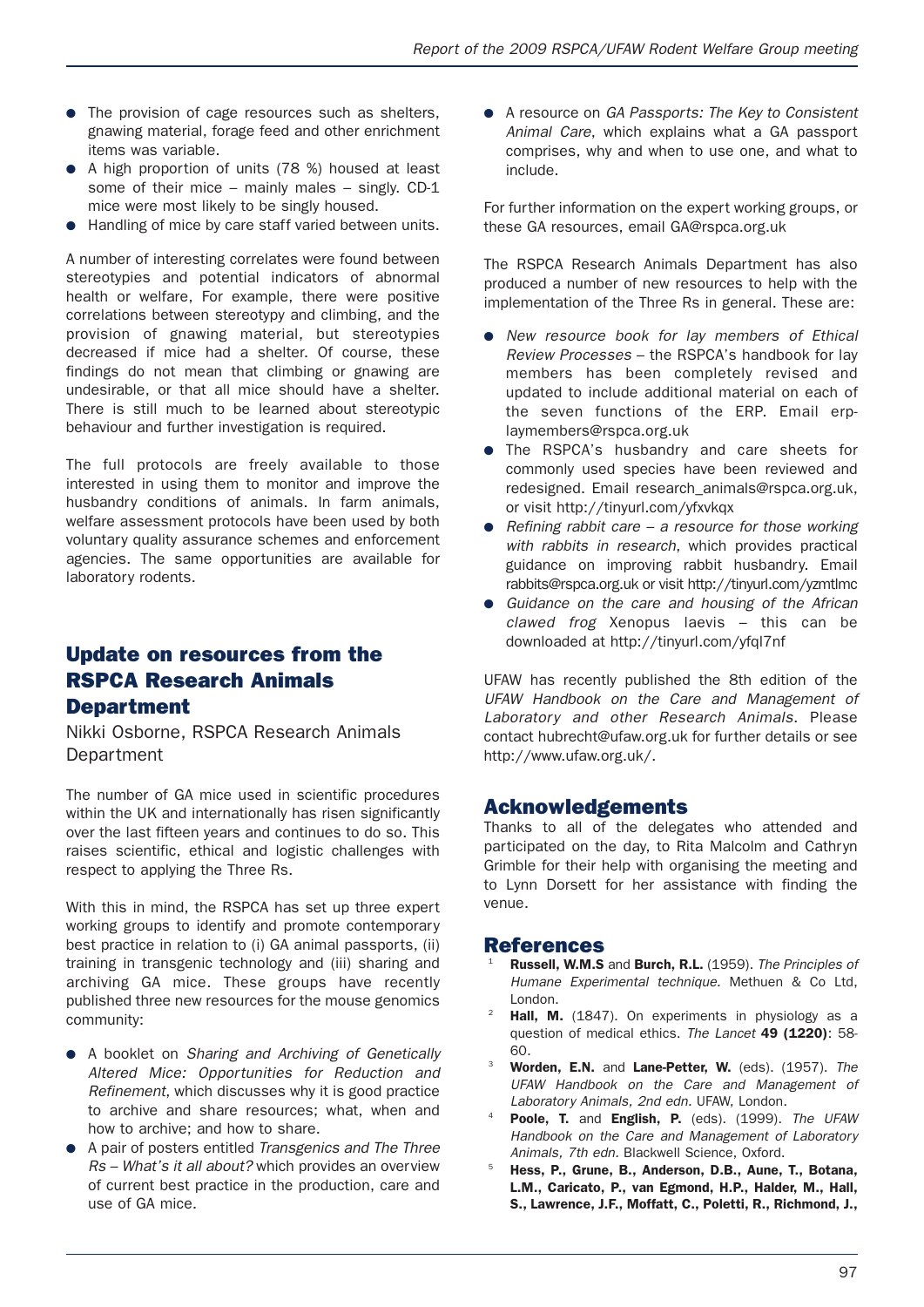- The provision of cage resources such as shelters, gnawing material, forage feed and other enrichment items was variable.
- A high proportion of units (78 %) housed at least some of their mice – mainly males – singly. CD-1 mice were most likely to be singly housed.
- Handling of mice by care staff varied between units.

A number of interesting correlates were found between stereotypies and potential indicators of abnormal health or welfare, For example, there were positive correlations between stereotypy and climbing, and the provision of gnawing material, but stereotypies decreased if mice had a shelter. Of course, these findings do not mean that climbing or gnawing are undesirable, or that all mice should have a shelter. There is still much to be learned about stereotypic behaviour and further investigation is required.

The full protocols are freely available to those interested in using them to monitor and improve the husbandry conditions of animals. In farm animals, welfare assessment protocols have been used by both voluntary quality assurance schemes and enforcement agencies. The same opportunities are available for laboratory rodents.

## Update on resources from the RSPCA Research Animals Department

Nikki Osborne, RSPCA Research Animals Department

The number of GA mice used in scientific procedures within the UK and internationally has risen significantly over the last fifteen years and continues to do so. This raises scientific, ethical and logistic challenges with respect to applying the Three Rs.

With this in mind, the RSPCA has set up three expert working groups to identify and promote contemporary best practice in relation to (i) GA animal passports, (ii) training in transgenic technology and (iii) sharing and archiving GA mice. These groups have recently published three new resources for the mouse genomics community:

- A booklet on *Sharing and Archiving of Genetically Altered Mice: Opportunities for Reduction and Refinement*, which discusses why it is good practice to archive and share resources; what, when and how to archive; and how to share.
- A pair of posters entitled *Transgenics and The Three Rs – What's it all about?* which provides an overview of current best practice in the production, care and use of GA mice.
- A resource on *GA Passports: The Key to Consistent Animal Care*, which explains what a GA passport comprises, why and when to use one, and what to include.

For further information on the expert working groups, or these GA resources, email GA@rspca.org.uk

The RSPCA Research Animals Department has also produced a number of new resources to help with the implementation of the Three Rs in general. These are:

- *New resource book for lay members of Ethical Review Processes* – the RSPCA's handbook for lay members has been completely revised and updated to include additional material on each of the seven functions of the ERP. Email erp-laymembers@rspca.org.uk
- The RSPCA's husbandry and care sheets for commonly used species have been reviewed and redesigned. Email research_animals@rspca.org.uk, or visit http://tinyurl.com/yfxvkqx
- *Refining rabbit care – a resource for those working with rabbits in research*, which provides practical guidance on improving rabbit husbandry. Email rabbits@rspca.org.uk or visit http://tinyurl.com/yzmtlmc
- *Guidance on the care and housing of the African clawed frog* Xenopus laevis – this can be downloaded at http://tinyurl.com/yfql7nf

UFAW has recently published the 8th edition of the *UFAW Handbook on the Care and Management of Laboratory and other Research Animals*. Please contact hubrecht@ufaw.org.uk for further details or see http://www.ufaw.org.uk/.

## Acknowledgements

Thanks to all of the delegates who attended and participated on the day, to Rita Malcolm and Cathryn Grimble for their help with organising the meeting and to Lynn Dorsett for her assistance with finding the venue.

## References

1. **Russell, W.M.S** and **Burch, R.L.** (1959). *The Principles of Humane Experimental technique.* Methuen & Co Ltd, London.
2. **Hall, M.** (1847). On experiments in physiology as a question of medical ethics. *The Lancet* **49 (1220)**: 58-60.
3. **Worden, E.N.** and **Lane-Petter, W.** (eds). (1957). *The UFAW Handbook on the Care and Management of Laboratory Animals, 2nd edn.* UFAW, London.
4. **Poole, T.** and **English, P.** (eds). (1999). *The UFAW Handbook on the Care and Management of Laboratory Animals, 7th edn.* Blackwell Science, Oxford.
5. **Hess, P., Grune, B., Anderson, D.B., Aune, T., Botana, L.M., Caricato, P., van Egmond, H.P., Halder, M., Hall, S., Lawrence, J.F., Moffatt, C., Poletti, R., Richmond, J.,**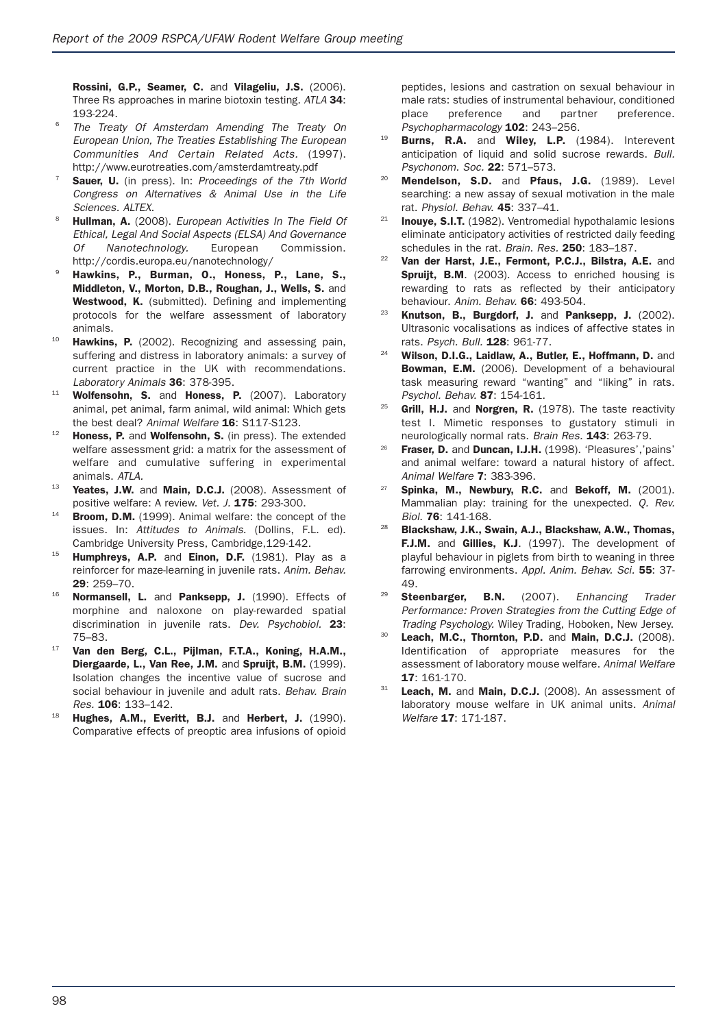**Rossini, G.P., Seamer, C.** and **Vilageliu, J.S.** (2006). Three Rs approaches in marine biotoxin testing. *ATLA* **34**: 193-224.

[6] *The Treaty Of Amsterdam Amending The Treaty On European Union, The Treaties Establishing The European Communities And Certain Related Acts.* (1997). http://www.eurotreaties.com/amsterdamtreaty.pdf

[7] **Sauer, U.** (in press). In: *Proceedings of the 7th World Congress on Alternatives & Animal Use in the Life Sciences. ALTEX.*

[8] **Hullman, A.** (2008). *European Activities In The Field Of Ethical, Legal And Social Aspects (ELSA) And Governance Of Nanotechnology.* European Commission. http://cordis.europa.eu/nanotechnology/

[9] **Hawkins, P., Burman, O., Honess, P., Lane, S., Middleton, V., Morton, D.B., Roughan, J., Wells, S.** and **Westwood, K.** (submitted). Defining and implementing protocols for the welfare assessment of laboratory animals.

[10] **Hawkins, P.** (2002). Recognizing and assessing pain, suffering and distress in laboratory animals: a survey of current practice in the UK with recommendations. *Laboratory Animals* **36**: 378-395.

[11] **Wolfensohn, S.** and **Honess, P.** (2007). Laboratory animal, pet animal, farm animal, wild animal: Which gets the best deal? *Animal Welfare* **16**: S117-S123.

[12] **Honess, P.** and **Wolfensohn, S.** (in press). The extended welfare assessment grid: a matrix for the assessment of welfare and cumulative suffering in experimental animals. *ATLA.*

[13] **Yeates, J.W.** and **Main, D.C.J.** (2008). Assessment of positive welfare: A review. *Vet. J.* **175**: 293-300.

[14] **Broom, D.M.** (1999). Animal welfare: the concept of the issues. In: *Attitudes to Animals.* (Dollins, F.L. ed). Cambridge University Press, Cambridge,129-142.

[15] **Humphreys, A.P.** and **Einon, D.F.** (1981). Play as a reinforcer for maze-learning in juvenile rats. *Anim. Behav.* **29**: 259–70.

[16] **Normansell, L.** and **Panksepp, J.** (1990). Effects of morphine and naloxone on play-rewarded spatial discrimination in juvenile rats. *Dev. Psychobiol.* **23**: 75–83.

[17] **Van den Berg, C.L., Pijlman, F.T.A., Koning, H.A.M., Diergaarde, L., Van Ree, J.M.** and **Spruijt, B.M.** (1999). Isolation changes the incentive value of sucrose and social behaviour in juvenile and adult rats. *Behav. Brain Res.* **106**: 133–142.

[18] **Hughes, A.M., Everitt, B.J.** and **Herbert, J.** (1990). Comparative effects of preoptic area infusions of opioid peptides, lesions and castration on sexual behaviour in male rats: studies of instrumental behaviour, conditioned place preference and partner preference. *Psychopharmacology* **102**: 243–256.

[19] **Burns, R.A.** and **Wiley, L.P.** (1984). Interevent anticipation of liquid and solid sucrose rewards. *Bull. Psychonom. Soc.* **22**: 571–573.

[20] **Mendelson, S.D.** and **Pfaus, J.G.** (1989). Level searching: a new assay of sexual motivation in the male rat. *Physiol. Behav.* **45**: 337–41.

[21] **Inouye, S.I.T.** (1982). Ventromedial hypothalamic lesions eliminate anticipatory activities of restricted daily feeding schedules in the rat. *Brain. Res.* **250**: 183–187.

[22] **Van der Harst, J.E., Fermont, P.C.J., Bilstra, A.E.** and **Spruijt, B.M**. (2003). Access to enriched housing is rewarding to rats as reflected by their anticipatory behaviour. *Anim. Behav.* **66**: 493-504.

[23] **Knutson, B., Burgdorf, J.** and **Panksepp, J.** (2002). Ultrasonic vocalisations as indices of affective states in rats. *Psych. Bull.* **128**: 961-77.

[24] **Wilson, D.I.G., Laidlaw, A., Butler, E., Hoffmann, D.** and **Bowman, E.M.** (2006). Development of a behavioural task measuring reward "wanting" and "liking" in rats. *Psychol. Behav.* **87**: 154-161.

[25] **Grill, H.J.** and **Norgren, R.** (1978). The taste reactivity test I. Mimetic responses to gustatory stimuli in neurologically normal rats. *Brain Res.* **143**: 263-79.

[26] **Fraser, D.** and **Duncan, I.J.H.** (1998). 'Pleasures','pains' and animal welfare: toward a natural history of affect. *Animal Welfare* **7**: 383-396.

[27] **Spinka, M., Newbury, R.C.** and **Bekoff, M.** (2001). Mammalian play: training for the unexpected. *Q. Rev. Biol.* **76**: 141-168.

[28] **Blackshaw, J.K., Swain, A.J., Blackshaw, A.W., Thomas, F.J.M.** and **Gillies, K.J**. (1997). The development of playful behaviour in piglets from birth to weaning in three farrowing environments. *Appl. Anim. Behav. Sci.* **55**: 37-49.

[29] **Steenbarger, B.N.** (2007). *Enhancing Trader Performance: Proven Strategies from the Cutting Edge of Trading Psychology.* Wiley Trading, Hoboken, New Jersey.

[30] **Leach, M.C., Thornton, P.D.** and **Main, D.C.J.** (2008). Identification of appropriate measures for the assessment of laboratory mouse welfare. *Animal Welfare* **17**: 161-170.

[31] **Leach, M.** and **Main, D.C.J.** (2008). An assessment of laboratory mouse welfare in UK animal units. *Animal Welfare* **17**: 171-187.